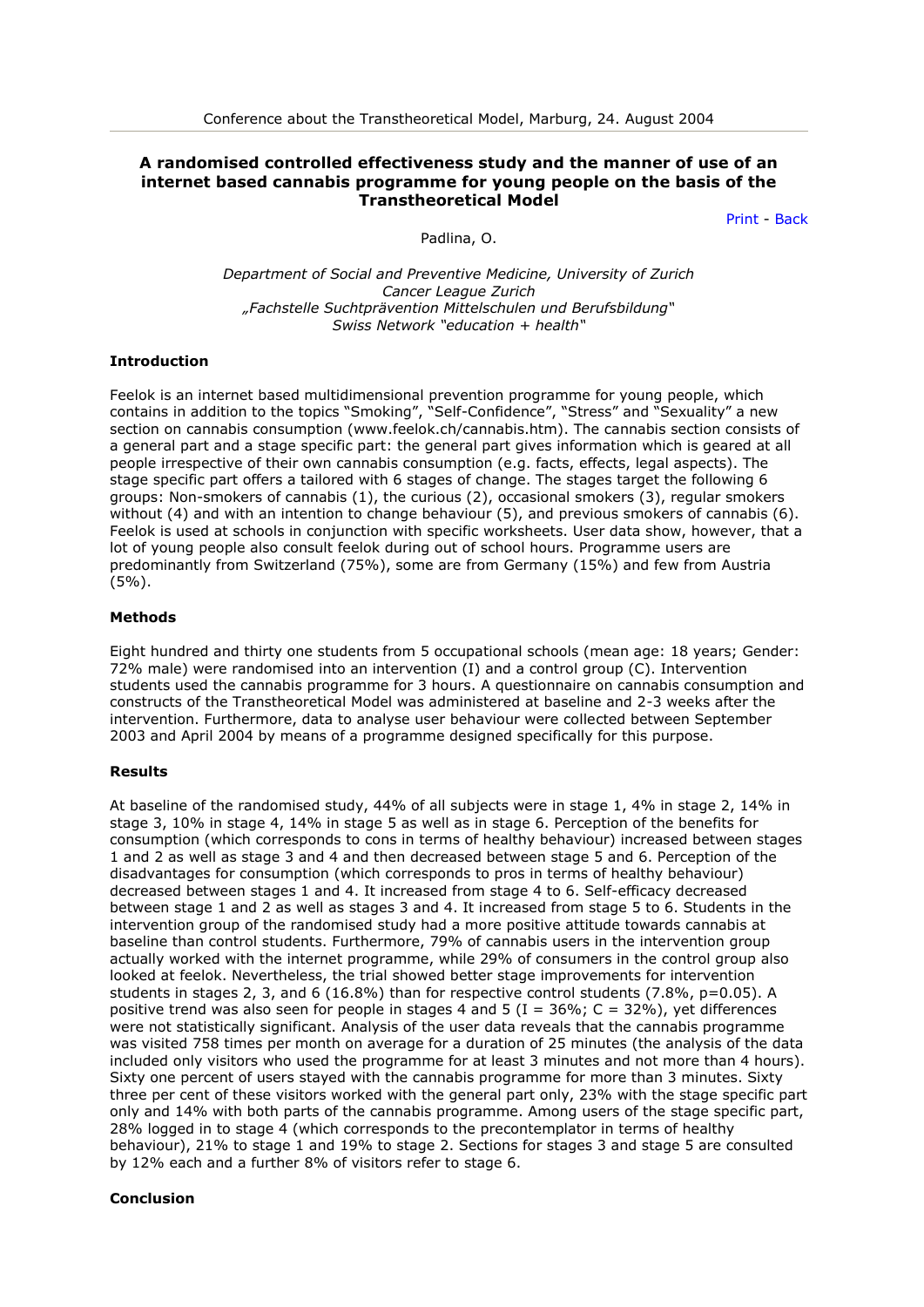Conference about the Transtheoretical Model, Marburg, 24. August 2004

# A randomised controlled effectiveness study and the manner of use of an internet based cannabis programme for young people on the basis of the Transtheoretical Model

Print - Back

Padlina, O.

*Department of Social and Preventive Medicine, University of Zurich*
*Cancer League Zurich*
*„Fachstelle Suchtprävention Mittelschulen und Berufsbildung"*
*Swiss Network "education + health"*

### Introduction

Feelok is an internet based multidimensional prevention programme for young people, which contains in addition to the topics "Smoking", "Self-Confidence", "Stress" and "Sexuality" a new section on cannabis consumption (www.feelok.ch/cannabis.htm). The cannabis section consists of a general part and a stage specific part: the general part gives information which is geared at all people irrespective of their own cannabis consumption (e.g. facts, effects, legal aspects). The stage specific part offers a tailored with 6 stages of change. The stages target the following 6 groups: Non-smokers of cannabis (1), the curious (2), occasional smokers (3), regular smokers without (4) and with an intention to change behaviour (5), and previous smokers of cannabis (6). Feelok is used at schools in conjunction with specific worksheets. User data show, however, that a lot of young people also consult feelok during out of school hours. Programme users are predominantly from Switzerland (75%), some are from Germany (15%) and few from Austria (5%).

### Methods

Eight hundred and thirty one students from 5 occupational schools (mean age: 18 years; Gender: 72% male) were randomised into an intervention (I) and a control group (C). Intervention students used the cannabis programme for 3 hours. A questionnaire on cannabis consumption and constructs of the Transtheoretical Model was administered at baseline and 2-3 weeks after the intervention. Furthermore, data to analyse user behaviour were collected between September 2003 and April 2004 by means of a programme designed specifically for this purpose.

### Results

At baseline of the randomised study, 44% of all subjects were in stage 1, 4% in stage 2, 14% in stage 3, 10% in stage 4, 14% in stage 5 as well as in stage 6. Perception of the benefits for consumption (which corresponds to cons in terms of healthy behaviour) increased between stages 1 and 2 as well as stage 3 and 4 and then decreased between stage 5 and 6. Perception of the disadvantages for consumption (which corresponds to pros in terms of healthy behaviour) decreased between stages 1 and 4. It increased from stage 4 to 6. Self-efficacy decreased between stage 1 and 2 as well as stages 3 and 4. It increased from stage 5 to 6. Students in the intervention group of the randomised study had a more positive attitude towards cannabis at baseline than control students. Furthermore, 79% of cannabis users in the intervention group actually worked with the internet programme, while 29% of consumers in the control group also looked at feelok. Nevertheless, the trial showed better stage improvements for intervention students in stages 2, 3, and 6 (16.8%) than for respective control students (7.8%, $p=0.05$). A positive trend was also seen for people in stages 4 and 5 (I = 36%; C = 32%), yet differences were not statistically significant. Analysis of the user data reveals that the cannabis programme was visited 758 times per month on average for a duration of 25 minutes (the analysis of the data included only visitors who used the programme for at least 3 minutes and not more than 4 hours). Sixty one percent of users stayed with the cannabis programme for more than 3 minutes. Sixty three per cent of these visitors worked with the general part only, 23% with the stage specific part only and 14% with both parts of the cannabis programme. Among users of the stage specific part, 28% logged in to stage 4 (which corresponds to the precontemplator in terms of healthy behaviour), 21% to stage 1 and 19% to stage 2. Sections for stages 3 and stage 5 are consulted by 12% each and a further 8% of visitors refer to stage 6.

### Conclusion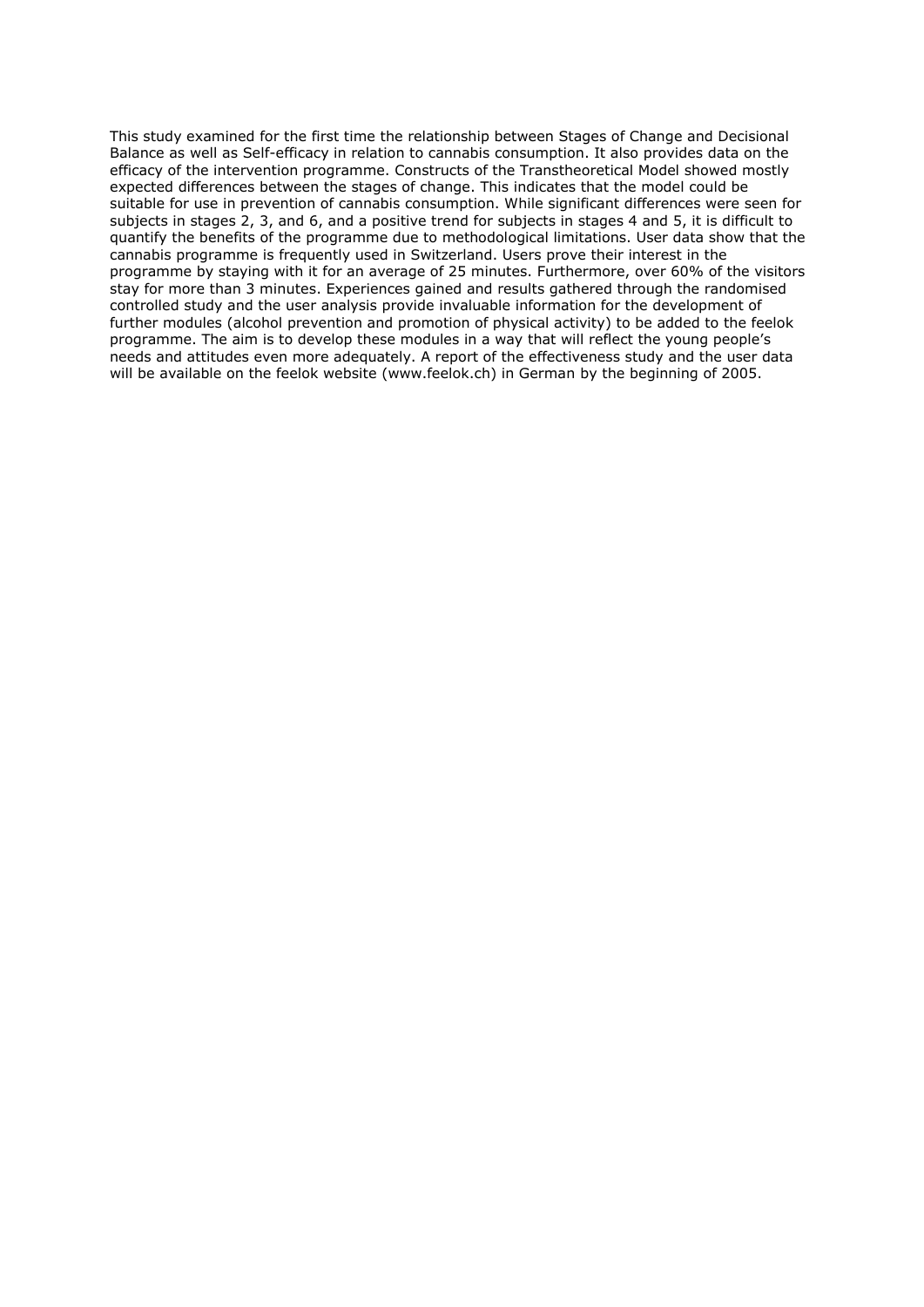This study examined for the first time the relationship between Stages of Change and Decisional Balance as well as Self-efficacy in relation to cannabis consumption. It also provides data on the efficacy of the intervention programme. Constructs of the Transtheoretical Model showed mostly expected differences between the stages of change. This indicates that the model could be suitable for use in prevention of cannabis consumption. While significant differences were seen for subjects in stages 2, 3, and 6, and a positive trend for subjects in stages 4 and 5, it is difficult to quantify the benefits of the programme due to methodological limitations. User data show that the cannabis programme is frequently used in Switzerland. Users prove their interest in the programme by staying with it for an average of 25 minutes. Furthermore, over 60% of the visitors stay for more than 3 minutes. Experiences gained and results gathered through the randomised controlled study and the user analysis provide invaluable information for the development of further modules (alcohol prevention and promotion of physical activity) to be added to the feelok programme. The aim is to develop these modules in a way that will reflect the young people's needs and attitudes even more adequately. A report of the effectiveness study and the user data will be available on the feelok website (www.feelok.ch) in German by the beginning of 2005.